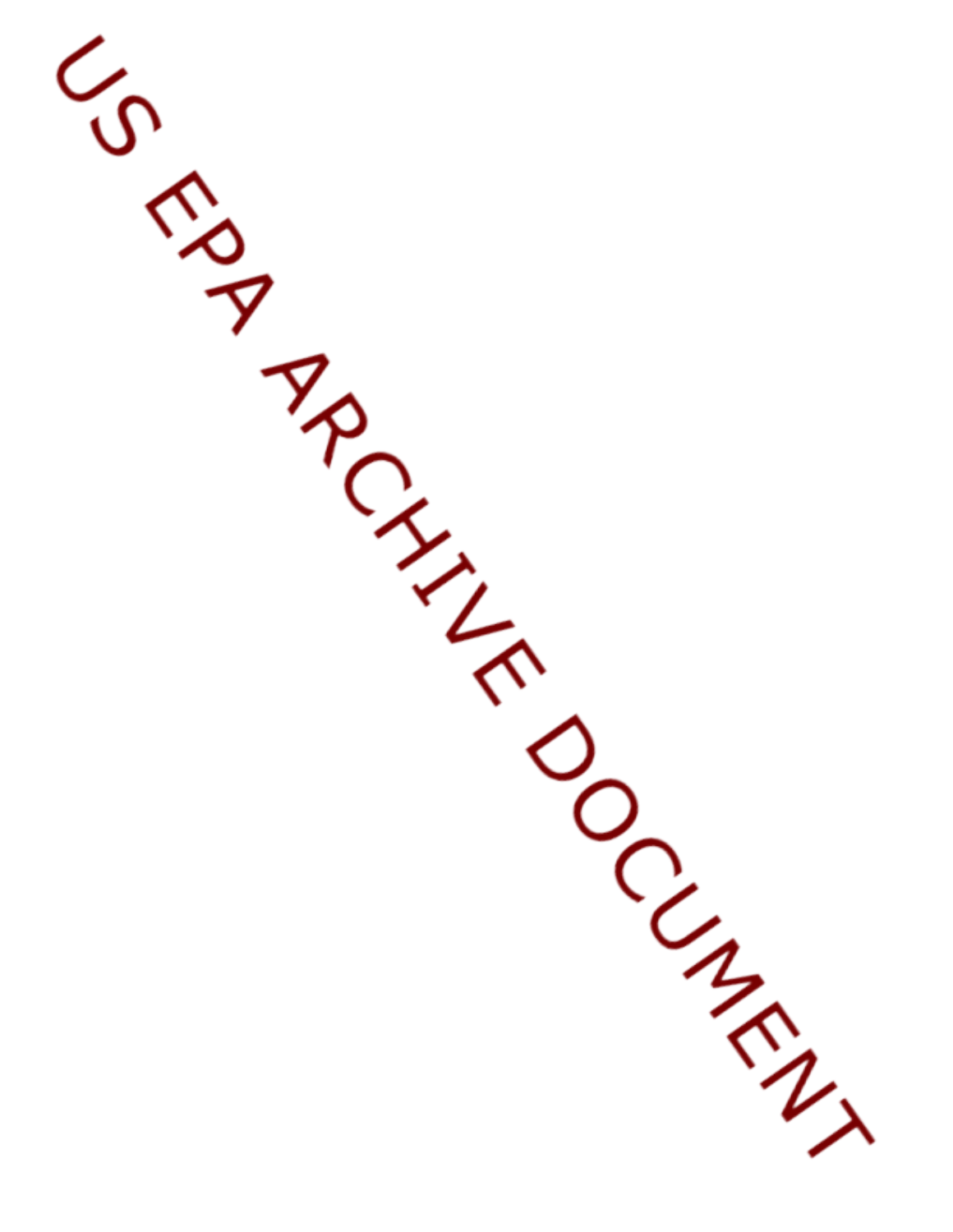US EPA ARCHIVE DOCUMENT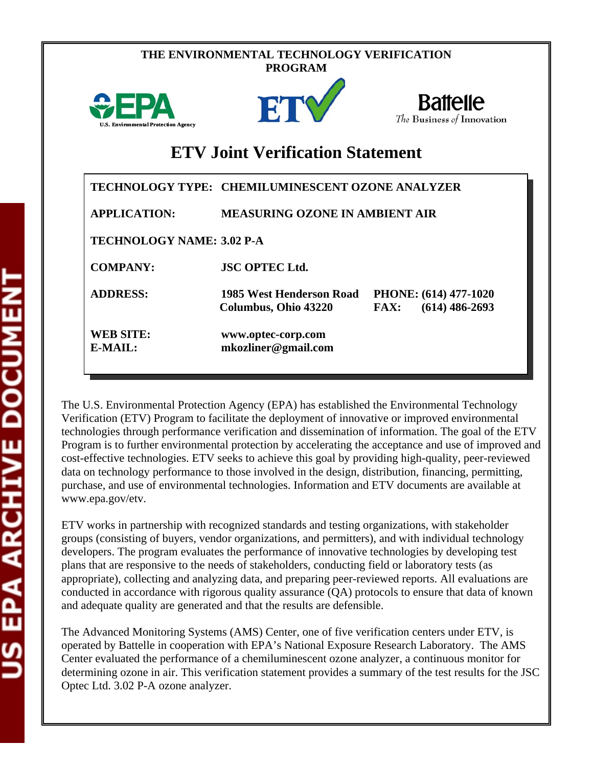THE ENVIRONMENTAL TECHNOLOGY VERIFICATION PROGRAM

# ETV Joint Verification Statement

| | | | |
|---|---|---|---|
| **TECHNOLOGY TYPE:** | **CHEMILUMINESCENT OZONE ANALYZER** | | |
| **APPLICATION:** | **MEASURING OZONE IN AMBIENT AIR** | | |
| **TECHNOLOGY NAME:** | **3.02 P-A** | | |
| **COMPANY:** | **JSC OPTEC Ltd.** | | |
| **ADDRESS:** | **1985 West Henderson Road**<br>**Columbus, Ohio 43220** | **PHONE:**<br>**FAX:** | **(614) 477-1020**<br>**(614) 486-2693** |
| **WEB SITE:**<br>**E-MAIL:** | **www.optec-corp.com**<br>**mkozliner@gmail.com** | | |

The U.S. Environmental Protection Agency (EPA) has established the Environmental Technology Verification (ETV) Program to facilitate the deployment of innovative or improved environmental technologies through performance verification and dissemination of information. The goal of the ETV Program is to further environmental protection by accelerating the acceptance and use of improved and cost-effective technologies. ETV seeks to achieve this goal by providing high-quality, peer-reviewed data on technology performance to those involved in the design, distribution, financing, permitting, purchase, and use of environmental technologies. Information and ETV documents are available at www.epa.gov/etv.

ETV works in partnership with recognized standards and testing organizations, with stakeholder groups (consisting of buyers, vendor organizations, and permitters), and with individual technology developers. The program evaluates the performance of innovative technologies by developing test plans that are responsive to the needs of stakeholders, conducting field or laboratory tests (as appropriate), collecting and analyzing data, and preparing peer-reviewed reports. All evaluations are conducted in accordance with rigorous quality assurance (QA) protocols to ensure that data of known and adequate quality are generated and that the results are defensible.

The Advanced Monitoring Systems (AMS) Center, one of five verification centers under ETV, is operated by Battelle in cooperation with EPA's National Exposure Research Laboratory. The AMS Center evaluated the performance of a chemiluminescent ozone analyzer, a continuous monitor for determining ozone in air. This verification statement provides a summary of the test results for the JSC Optec Ltd. 3.02 P-A ozone analyzer.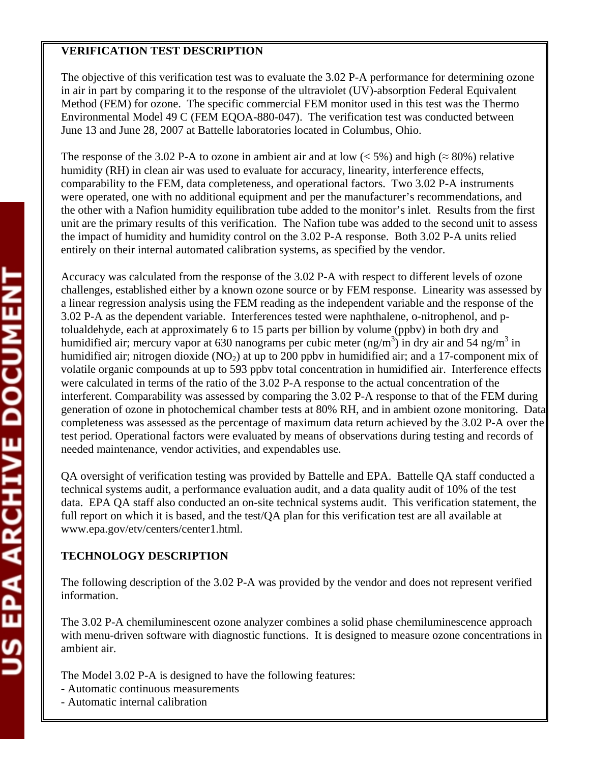**VERIFICATION TEST DESCRIPTION**

The objective of this verification test was to evaluate the 3.02 P-A performance for determining ozone in air in part by comparing it to the response of the ultraviolet (UV)-absorption Federal Equivalent Method (FEM) for ozone. The specific commercial FEM monitor used in this test was the Thermo Environmental Model 49 C (FEM EQOA-880-047). The verification test was conducted between June 13 and June 28, 2007 at Battelle laboratories located in Columbus, Ohio.

The response of the 3.02 P-A to ozone in ambient air and at low (< 5%) and high (≈ 80%) relative humidity (RH) in clean air was used to evaluate for accuracy, linearity, interference effects, comparability to the FEM, data completeness, and operational factors. Two 3.02 P-A instruments were operated, one with no additional equipment and per the manufacturer's recommendations, and the other with a Nafion humidity equilibration tube added to the monitor's inlet. Results from the first unit are the primary results of this verification. The Nafion tube was added to the second unit to assess the impact of humidity and humidity control on the 3.02 P-A response. Both 3.02 P-A units relied entirely on their internal automated calibration systems, as specified by the vendor.

Accuracy was calculated from the response of the 3.02 P-A with respect to different levels of ozone challenges, established either by a known ozone source or by FEM response. Linearity was assessed by a linear regression analysis using the FEM reading as the independent variable and the response of the 3.02 P-A as the dependent variable. Interferences tested were naphthalene, o-nitrophenol, and p-tolualdehyde, each at approximately 6 to 15 parts per billion by volume (ppbv) in both dry and humidified air; mercury vapor at 630 nanograms per cubic meter ($ng/m^3$) in dry air and 54 $ng/m^3$ in humidified air; nitrogen dioxide ($NO_2$) at up to 200 ppbv in humidified air; and a 17-component mix of volatile organic compounds at up to 593 ppbv total concentration in humidified air. Interference effects were calculated in terms of the ratio of the 3.02 P-A response to the actual concentration of the interferent. Comparability was assessed by comparing the 3.02 P-A response to that of the FEM during generation of ozone in photochemical chamber tests at 80% RH, and in ambient ozone monitoring. Data completeness was assessed as the percentage of maximum data return achieved by the 3.02 P-A over the test period. Operational factors were evaluated by means of observations during testing and records of needed maintenance, vendor activities, and expendables use.

QA oversight of verification testing was provided by Battelle and EPA. Battelle QA staff conducted a technical systems audit, a performance evaluation audit, and a data quality audit of 10% of the test data. EPA QA staff also conducted an on-site technical systems audit. This verification statement, the full report on which it is based, and the test/QA plan for this verification test are all available at www.epa.gov/etv/centers/center1.html.

**TECHNOLOGY DESCRIPTION**

The following description of the 3.02 P-A was provided by the vendor and does not represent verified information.

The 3.02 P-A chemiluminescent ozone analyzer combines a solid phase chemiluminescence approach with menu-driven software with diagnostic functions. It is designed to measure ozone concentrations in ambient air.

The Model 3.02 P-A is designed to have the following features:

- Automatic continuous measurements
- Automatic internal calibration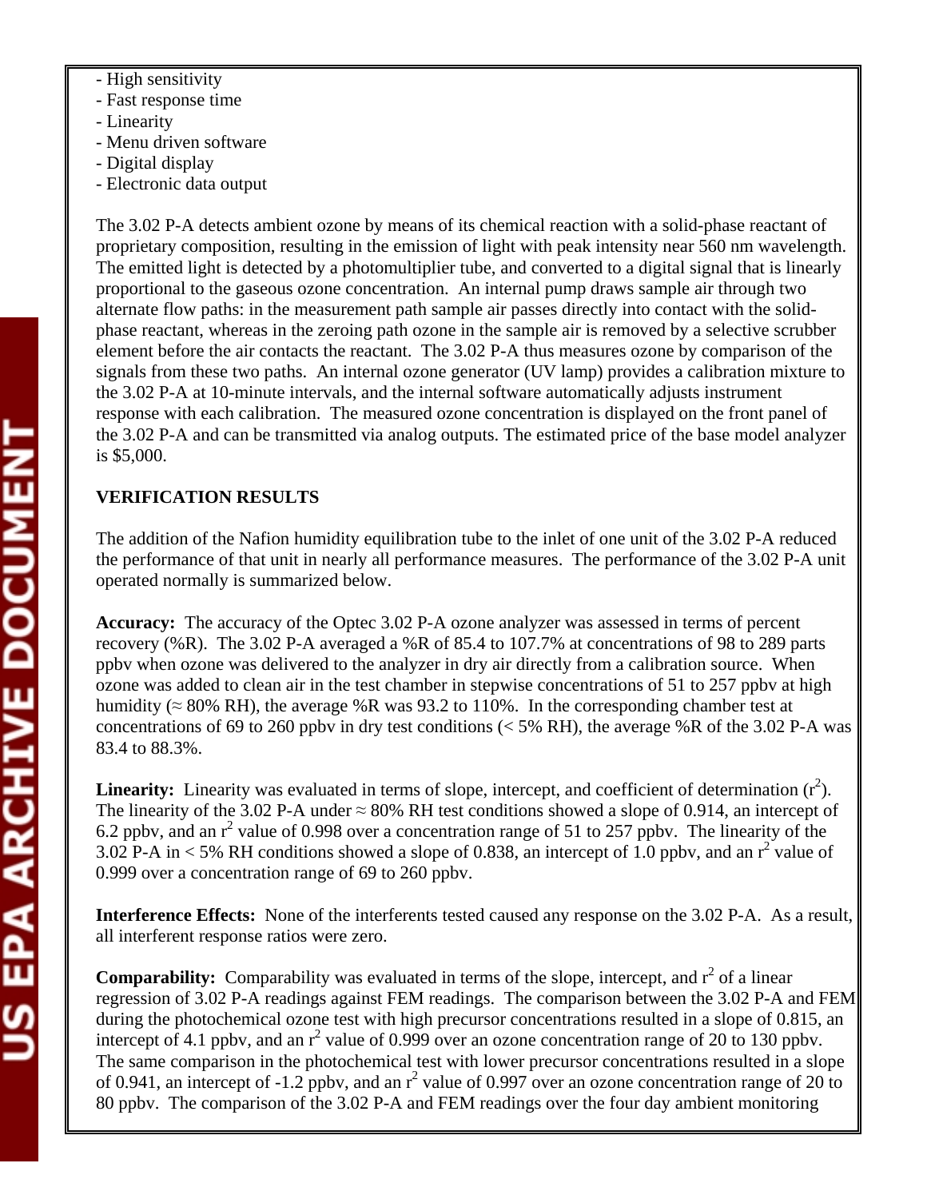- High sensitivity
- Fast response time
- Linearity
- Menu driven software
- Digital display
- Electronic data output

The 3.02 P-A detects ambient ozone by means of its chemical reaction with a solid-phase reactant of proprietary composition, resulting in the emission of light with peak intensity near 560 nm wavelength. The emitted light is detected by a photomultiplier tube, and converted to a digital signal that is linearly proportional to the gaseous ozone concentration. An internal pump draws sample air through two alternate flow paths: in the measurement path sample air passes directly into contact with the solid-phase reactant, whereas in the zeroing path ozone in the sample air is removed by a selective scrubber element before the air contacts the reactant. The 3.02 P-A thus measures ozone by comparison of the signals from these two paths. An internal ozone generator (UV lamp) provides a calibration mixture to the 3.02 P-A at 10-minute intervals, and the internal software automatically adjusts instrument response with each calibration. The measured ozone concentration is displayed on the front panel of the 3.02 P-A and can be transmitted via analog outputs. The estimated price of the base model analyzer is $5,000.

**VERIFICATION RESULTS**

The addition of the Nafion humidity equilibration tube to the inlet of one unit of the 3.02 P-A reduced the performance of that unit in nearly all performance measures. The performance of the 3.02 P-A unit operated normally is summarized below.

**Accuracy:** The accuracy of the Optec 3.02 P-A ozone analyzer was assessed in terms of percent recovery (%R). The 3.02 P-A averaged a %R of 85.4 to 107.7% at concentrations of 98 to 289 parts ppbv when ozone was delivered to the analyzer in dry air directly from a calibration source. When ozone was added to clean air in the test chamber in stepwise concentrations of 51 to 257 ppbv at high humidity (≈ 80% RH), the average %R was 93.2 to 110%. In the corresponding chamber test at concentrations of 69 to 260 ppbv in dry test conditions (< 5% RH), the average %R of the 3.02 P-A was 83.4 to 88.3%.

**Linearity:** Linearity was evaluated in terms of slope, intercept, and coefficient of determination ($r^2$). The linearity of the 3.02 P-A under ≈ 80% RH test conditions showed a slope of 0.914, an intercept of 6.2 ppbv, and an $r^2$ value of 0.998 over a concentration range of 51 to 257 ppbv. The linearity of the 3.02 P-A in < 5% RH conditions showed a slope of 0.838, an intercept of 1.0 ppbv, and an $r^2$ value of 0.999 over a concentration range of 69 to 260 ppbv.

**Interference Effects:** None of the interferents tested caused any response on the 3.02 P-A. As a result, all interferent response ratios were zero.

**Comparability:** Comparability was evaluated in terms of the slope, intercept, and $r^2$ of a linear regression of 3.02 P-A readings against FEM readings. The comparison between the 3.02 P-A and FEM during the photochemical ozone test with high precursor concentrations resulted in a slope of 0.815, an intercept of 4.1 ppbv, and an $r^2$ value of 0.999 over an ozone concentration range of 20 to 130 ppbv. The same comparison in the photochemical test with lower precursor concentrations resulted in a slope of 0.941, an intercept of -1.2 ppbv, and an $r^2$ value of 0.997 over an ozone concentration range of 20 to 80 ppbv. The comparison of the 3.02 P-A and FEM readings over the four day ambient monitoring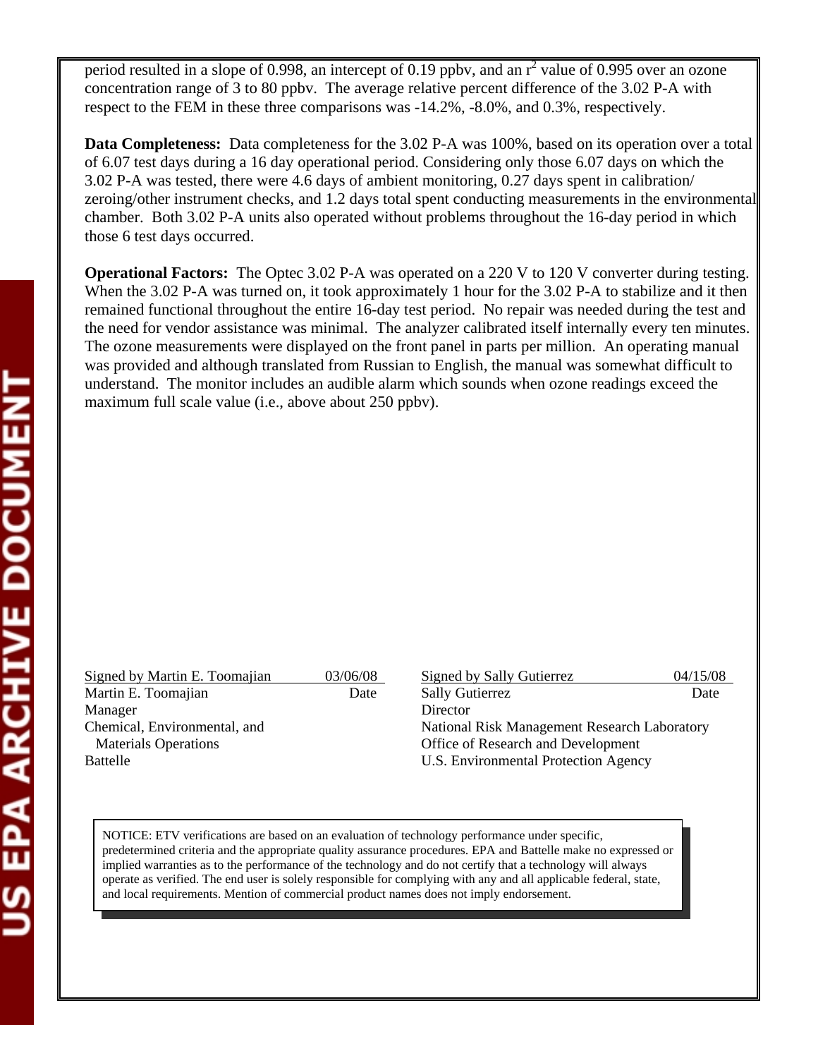period resulted in a slope of 0.998, an intercept of 0.19 ppbv, and an $r^2$ value of 0.995 over an ozone concentration range of 3 to 80 ppbv. The average relative percent difference of the 3.02 P-A with respect to the FEM in these three comparisons was -14.2%, -8.0%, and 0.3%, respectively.

**Data Completeness:** Data completeness for the 3.02 P-A was 100%, based on its operation over a total of 6.07 test days during a 16 day operational period. Considering only those 6.07 days on which the 3.02 P-A was tested, there were 4.6 days of ambient monitoring, 0.27 days spent in calibration/ zeroing/other instrument checks, and 1.2 days total spent conducting measurements in the environmental chamber. Both 3.02 P-A units also operated without problems throughout the 16-day period in which those 6 test days occurred.

**Operational Factors:** The Optec 3.02 P-A was operated on a 220 V to 120 V converter during testing. When the 3.02 P-A was turned on, it took approximately 1 hour for the 3.02 P-A to stabilize and it then remained functional throughout the entire 16-day test period. No repair was needed during the test and the need for vendor assistance was minimal. The analyzer calibrated itself internally every ten minutes. The ozone measurements were displayed on the front panel in parts per million. An operating manual was provided and although translated from Russian to English, the manual was somewhat difficult to understand. The monitor includes an audible alarm which sounds when ozone readings exceed the maximum full scale value (i.e., above about 250 ppbv).

Signed by Martin E. Toomajian 03/06/08
Martin E. Toomajian Date
Manager
Chemical, Environmental, and Materials Operations
Battelle

Signed by Sally Gutierrez 04/15/08
Sally Gutierrez Date
Director
National Risk Management Research Laboratory
Office of Research and Development
U.S. Environmental Protection Agency

NOTICE: ETV verifications are based on an evaluation of technology performance under specific, predetermined criteria and the appropriate quality assurance procedures. EPA and Battelle make no expressed or implied warranties as to the performance of the technology and do not certify that a technology will always operate as verified. The end user is solely responsible for complying with any and all applicable federal, state, and local requirements. Mention of commercial product names does not imply endorsement.